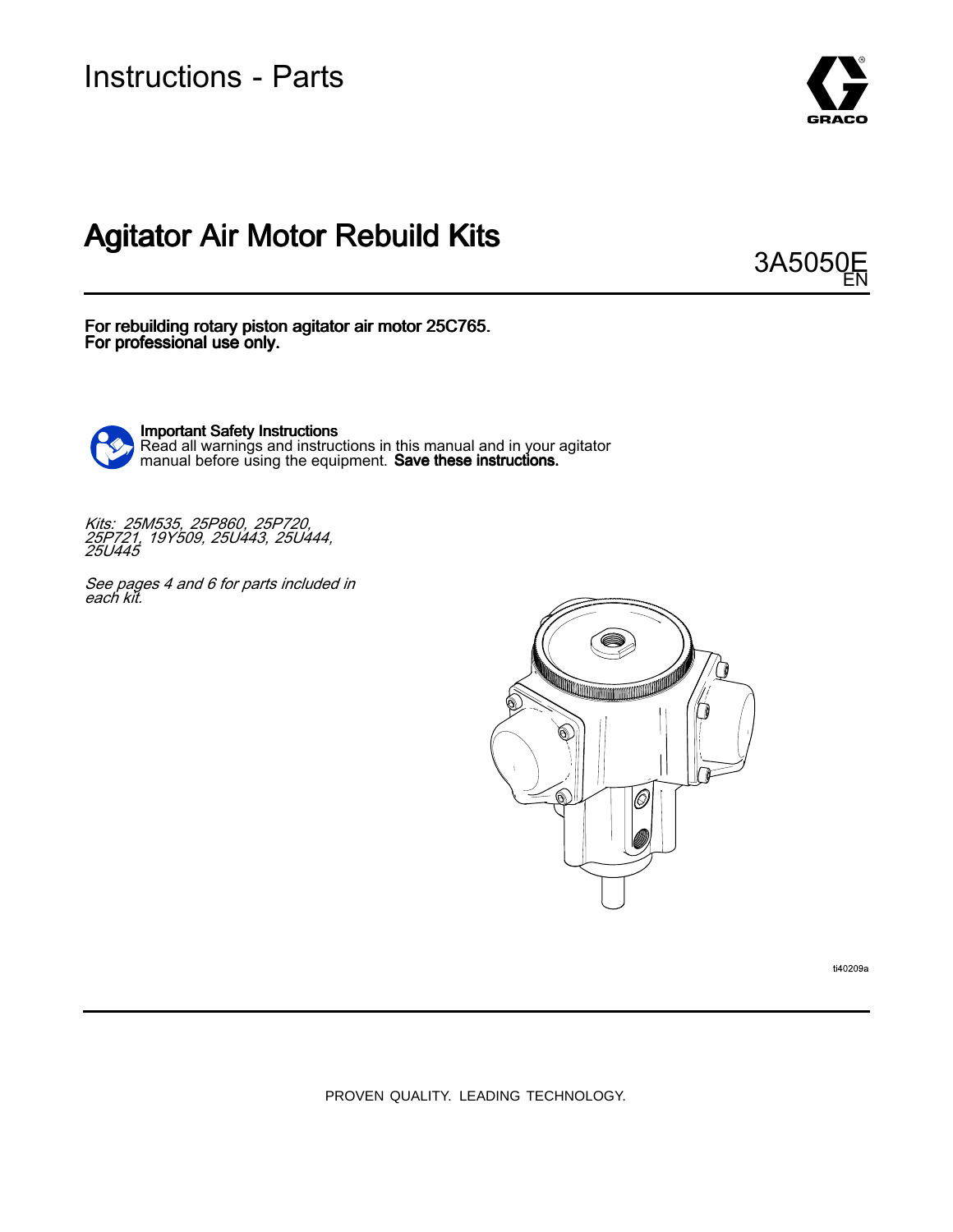Instructions - Parts

# Agitator Air Motor Rebuild Kits

3A5050E
EN

**For rebuilding rotary piston agitator air motor 25C765.**
**For professional use only.**

**Important Safety Instructions**
Read all warnings and instructions in this manual and in your agitator manual before using the equipment. **Save these instructions.**

*Kits: 25M535, 25P860, 25P720, 25P721, 19Y509, 25U443, 25U444, 25U445*

*See pages 4 and 6 for parts included in each kit.*

ti40209a

PROVEN QUALITY. LEADING TECHNOLOGY.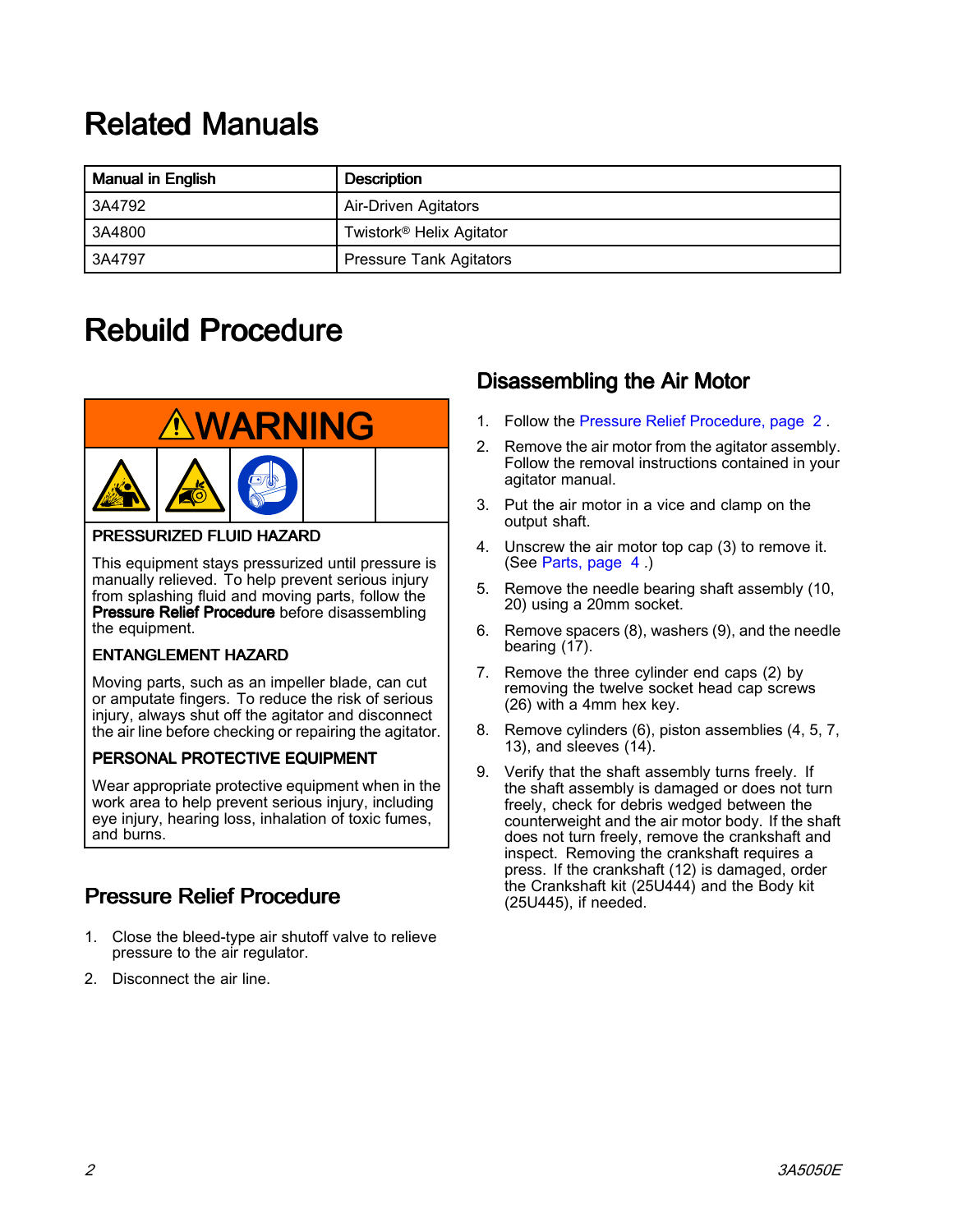# Related Manuals

| Manual in English | Description |
| --- | --- |
| 3A4792 | Air-Driven Agitators |
| 3A4800 | Twistork® Helix Agitator |
| 3A4797 | Pressure Tank Agitators |

# Rebuild Procedure

**⚠WARNING**

**PRESSURIZED FLUID HAZARD**

This equipment stays pressurized until pressure is manually relieved. To help prevent serious injury from splashing fluid and moving parts, follow the **Pressure Relief Procedure** before disassembling the equipment.

**ENTANGLEMENT HAZARD**

Moving parts, such as an impeller blade, can cut or amputate fingers. To reduce the risk of serious injury, always shut off the agitator and disconnect the air line before checking or repairing the agitator.

**PERSONAL PROTECTIVE EQUIPMENT**

Wear appropriate protective equipment when in the work area to help prevent serious injury, including eye injury, hearing loss, inhalation of toxic fumes, and burns.

## Pressure Relief Procedure

1. Close the bleed-type air shutoff valve to relieve pressure to the air regulator.
2. Disconnect the air line.

## Disassembling the Air Motor

1. Follow the Pressure Relief Procedure, page 2.
2. Remove the air motor from the agitator assembly. Follow the removal instructions contained in your agitator manual.
3. Put the air motor in a vice and clamp on the output shaft.
4. Unscrew the air motor top cap (3) to remove it. (See Parts, page 4.)
5. Remove the needle bearing shaft assembly (10, 20) using a 20mm socket.
6. Remove spacers (8), washers (9), and the needle bearing (17).
7. Remove the three cylinder end caps (2) by removing the twelve socket head cap screws (26) with a 4mm hex key.
8. Remove cylinders (6), piston assemblies (4, 5, 7, 13), and sleeves (14).
9. Verify that the shaft assembly turns freely. If the shaft assembly is damaged or does not turn freely, check for debris wedged between the counterweight and the air motor body. If the shaft does not turn freely, remove the crankshaft and inspect. Removing the crankshaft requires a press. If the crankshaft (12) is damaged, order the Crankshaft kit (25U444) and the Body kit (25U445), if needed.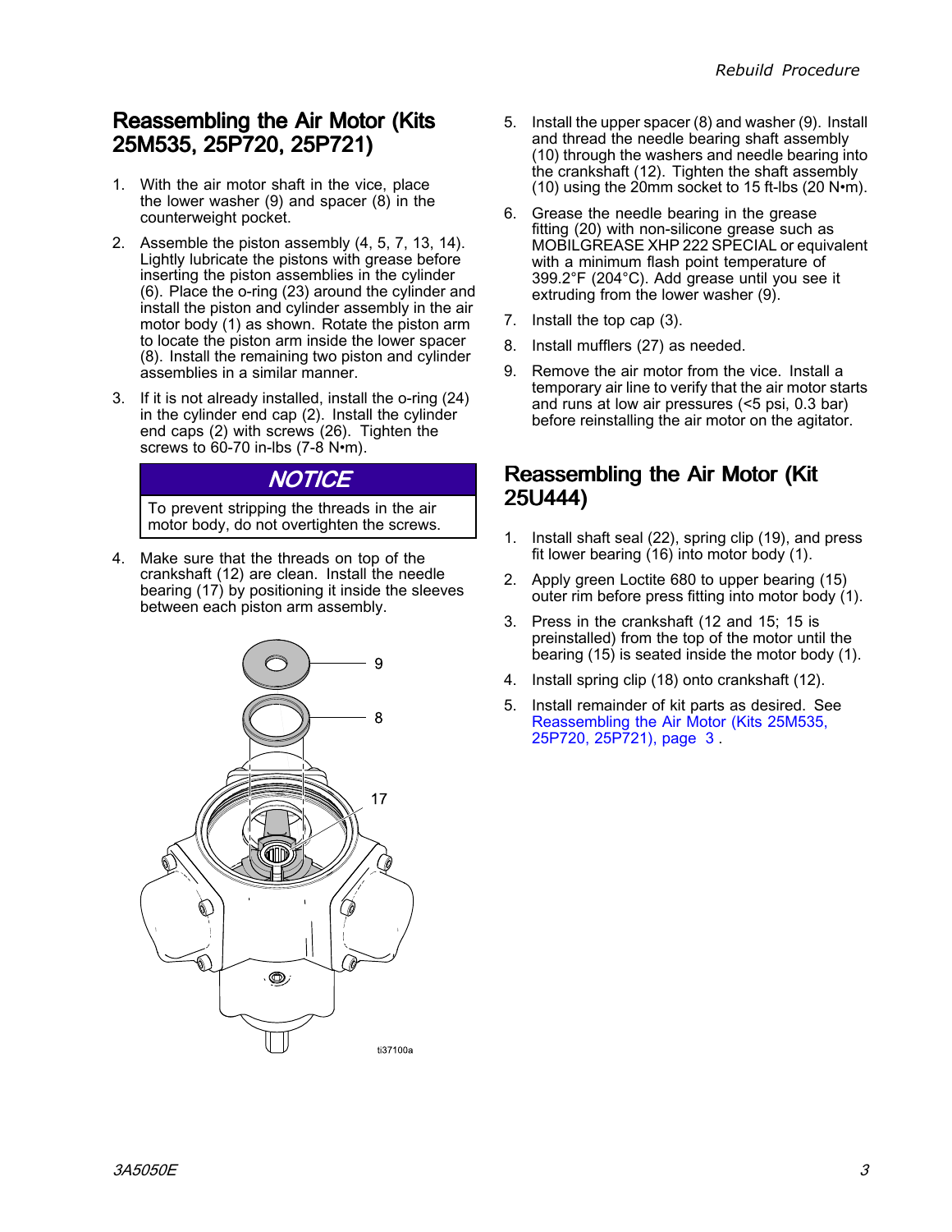## Reassembling the Air Motor (Kits 25M535, 25P720, 25P721)

1. With the air motor shaft in the vice, place the lower washer (9) and spacer (8) in the counterweight pocket.
2. Assemble the piston assembly (4, 5, 7, 13, 14). Lightly lubricate the pistons with grease before inserting the piston assemblies in the cylinder (6). Place the o-ring (23) around the cylinder and install the piston and cylinder assembly in the air motor body (1) as shown. Rotate the piston arm to locate the piston arm inside the lower spacer (8). Install the remaining two piston and cylinder assemblies in a similar manner.
3. If it is not already installed, install the o-ring (24) in the cylinder end cap (2). Install the cylinder end caps (2) with screws (26). Tighten the screws to 60-70 in-lbs (7-8 N•m).

**NOTICE**

To prevent stripping the threads in the air motor body, do not overtighten the screws.

4. Make sure that the threads on top of the crankshaft (12) are clean. Install the needle bearing (17) by positioning it inside the sleeves between each piston arm assembly.

ti37100a

5. Install the upper spacer (8) and washer (9). Install and thread the needle bearing shaft assembly (10) through the washers and needle bearing into the crankshaft (12). Tighten the shaft assembly (10) using the 20mm socket to 15 ft-lbs (20 N•m).
6. Grease the needle bearing in the grease fitting (20) with non-silicone grease such as MOBILGREASE XHP 222 SPECIAL or equivalent with a minimum flash point temperature of 399.2°F (204°C). Add grease until you see it extruding from the lower washer (9).
7. Install the top cap (3).
8. Install mufflers (27) as needed.
9. Remove the air motor from the vice. Install a temporary air line to verify that the air motor starts and runs at low air pressures (<5 psi, 0.3 bar) before reinstalling the air motor on the agitator.

## Reassembling the Air Motor (Kit 25U444)

1. Install shaft seal (22), spring clip (19), and press fit lower bearing (16) into motor body (1).
2. Apply green Loctite 680 to upper bearing (15) outer rim before press fitting into motor body (1).
3. Press in the crankshaft (12 and 15; 15 is preinstalled) from the top of the motor until the bearing (15) is seated inside the motor body (1).
4. Install spring clip (18) onto crankshaft (12).
5. Install remainder of kit parts as desired. See Reassembling the Air Motor (Kits 25M535, 25P720, 25P721), page 3 .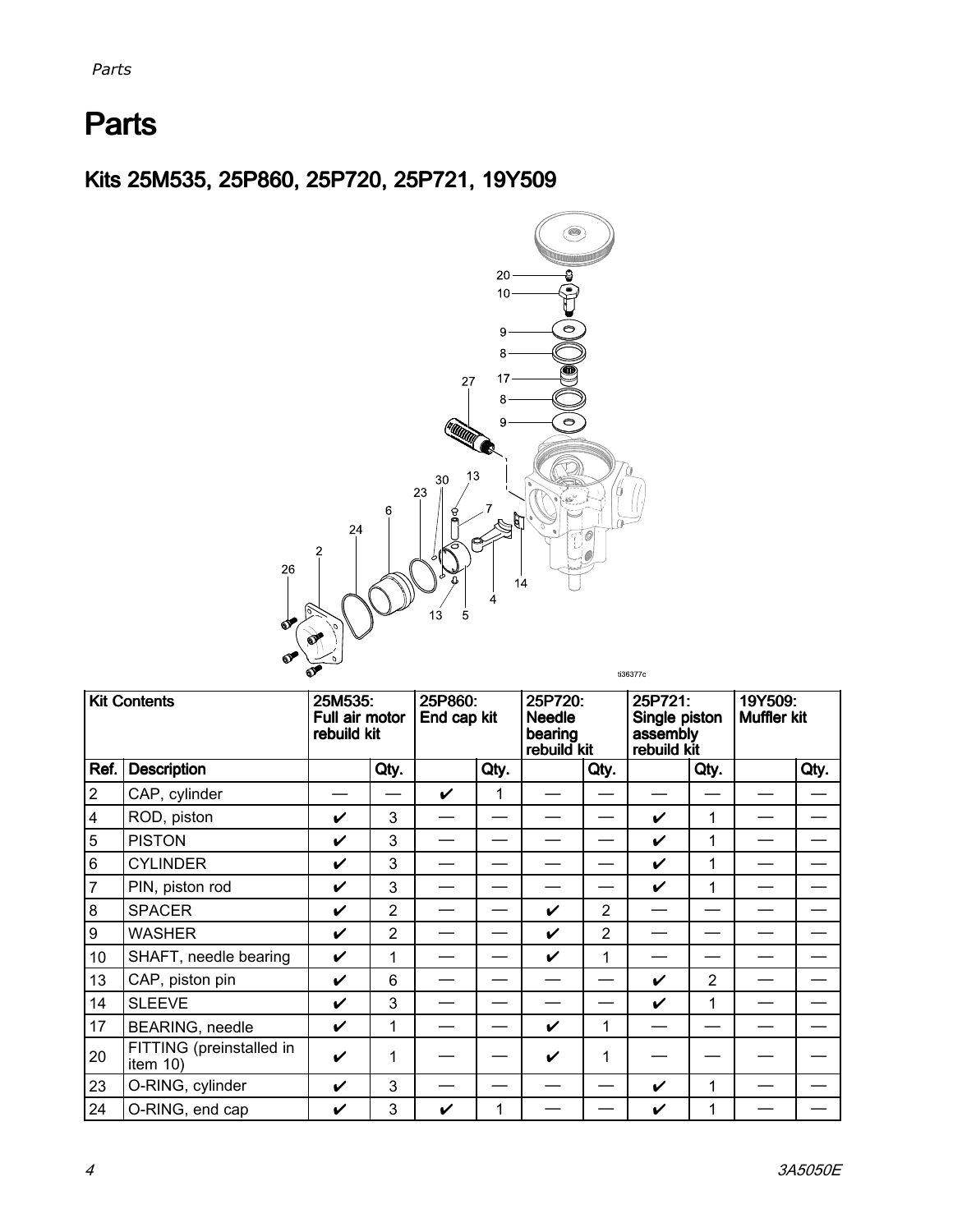# Parts

## Kits 25M535, 25P860, 25P720, 25P721, 19Y509

| Kit Contents | | 25M535: Full air motor rebuild kit | | 25P860: End cap kit | | 25P720: Needle bearing rebuild kit | | 25P721: Single piston assembly rebuild kit | | 19Y509: Muffler kit | |
|---|---|---|---|---|---|---|---|---|---|---|---|
| Ref. | Description | | Qty. | | Qty. | | Qty. | | Qty. | | Qty. |
| 2 | CAP, cylinder | — | — | ✔ | 1 | — | — | — | — | — | — |
| 4 | ROD, piston | ✔ | 3 | — | — | — | — | ✔ | 1 | — | — |
| 5 | PISTON | ✔ | 3 | — | — | — | — | ✔ | 1 | — | — |
| 6 | CYLINDER | ✔ | 3 | — | — | — | — | ✔ | 1 | — | — |
| 7 | PIN, piston rod | ✔ | 3 | — | — | — | — | ✔ | 1 | — | — |
| 8 | SPACER | ✔ | 2 | — | — | ✔ | 2 | — | — | — | — |
| 9 | WASHER | ✔ | 2 | — | — | ✔ | 2 | — | — | — | — |
| 10 | SHAFT, needle bearing | ✔ | 1 | — | — | ✔ | 1 | — | — | — | — |
| 13 | CAP, piston pin | ✔ | 6 | — | — | — | — | ✔ | 2 | — | — |
| 14 | SLEEVE | ✔ | 3 | — | — | — | — | ✔ | 1 | — | — |
| 17 | BEARING, needle | ✔ | 1 | — | — | ✔ | 1 | — | — | — | — |
| 20 | FITTING (preinstalled in item 10) | ✔ | 1 | — | — | ✔ | 1 | — | — | — | — |
| 23 | O-RING, cylinder | ✔ | 3 | — | — | — | — | ✔ | 1 | — | — |
| 24 | O-RING, end cap | ✔ | 3 | ✔ | 1 | — | — | ✔ | 1 | — | — |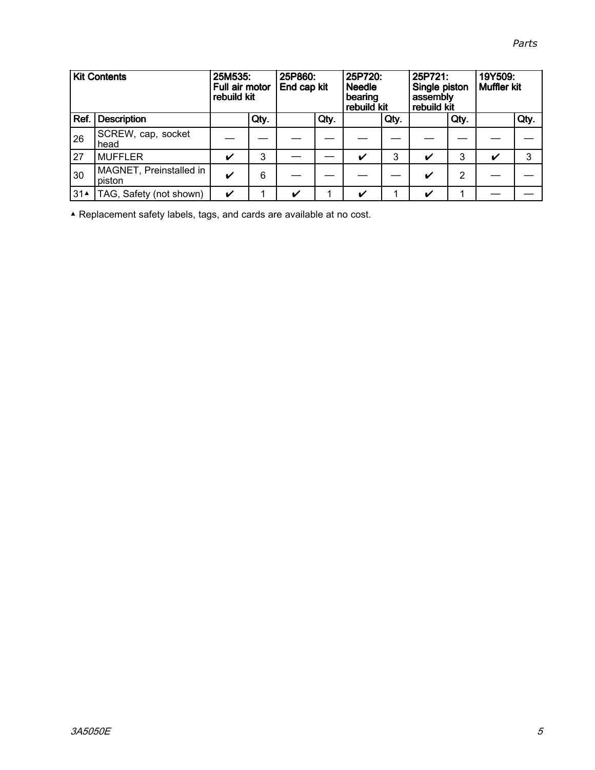| Kit Contents | | 25M535: Full air motor rebuild kit | | 25P860: End cap kit | | 25P720: Needle bearing rebuild kit | | 25P721: Single piston assembly rebuild kit | | 19Y509: Muffler kit | |
|---|---|---|---|---|---|---|---|---|---|---|---|
| Ref. | Description | | Qty. | | Qty. | | Qty. | | Qty. | | Qty. |
| 26 | SCREW, cap, socket head | — | — | — | — | — | — | — | — | — | — |
| 27 | MUFFLER | ✔ | 3 | — | — | ✔ | 3 | ✔ | 3 | ✔ | 3 |
| 30 | MAGNET, Preinstalled in piston | ✔ | 6 | — | — | — | — | ✔ | 2 | — | — |
| 31▲ | TAG, Safety (not shown) | ✔ | 1 | ✔ | 1 | ✔ | 1 | ✔ | 1 | — | — |

▲ Replacement safety labels, tags, and cards are available at no cost.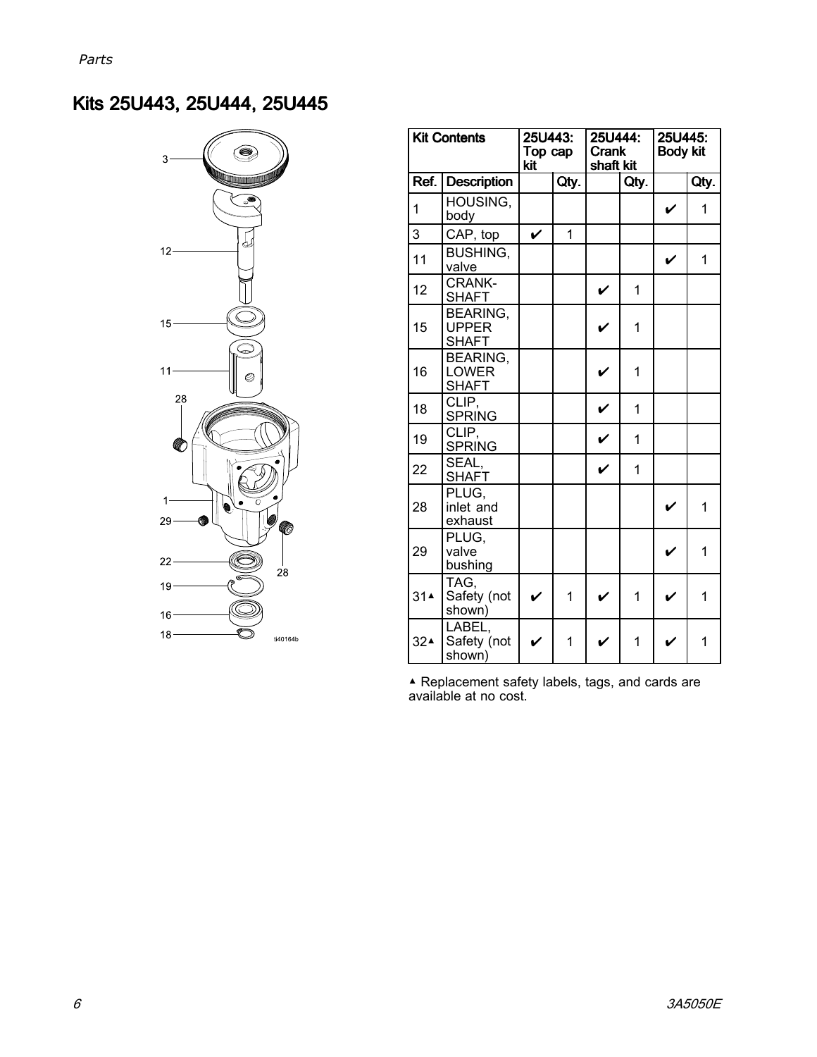## Kits 25U443, 25U444, 25U445

| Kit Contents | | 25U443: Top cap kit | | 25U444: Crank shaft kit | | 25U445: Body kit | |
|---|---|---|---|---|---|---|---|
| Ref. | Description | | Qty. | | Qty. | | Qty. |
| 1 | HOUSING, body | | | | | ✔ | 1 |
| 3 | CAP, top | ✔ | 1 | | | | |
| 11 | BUSHING, valve | | | | | ✔ | 1 |
| 12 | CRANK-SHAFT | | | ✔ | 1 | | |
| 15 | BEARING, UPPER SHAFT | | | ✔ | 1 | | |
| 16 | BEARING, LOWER SHAFT | | | ✔ | 1 | | |
| 18 | CLIP, SPRING | | | ✔ | 1 | | |
| 19 | CLIP, SPRING | | | ✔ | 1 | | |
| 22 | SEAL, SHAFT | | | ✔ | 1 | | |
| 28 | PLUG, inlet and exhaust | | | | | ✔ | 1 |
| 29 | PLUG, valve bushing | | | | | ✔ | 1 |
| 31▲ | TAG, Safety (not shown) | ✔ | 1 | ✔ | 1 | ✔ | 1 |
| 32▲ | LABEL, Safety (not shown) | ✔ | 1 | ✔ | 1 | ✔ | 1 |

▲ Replacement safety labels, tags, and cards are available at no cost.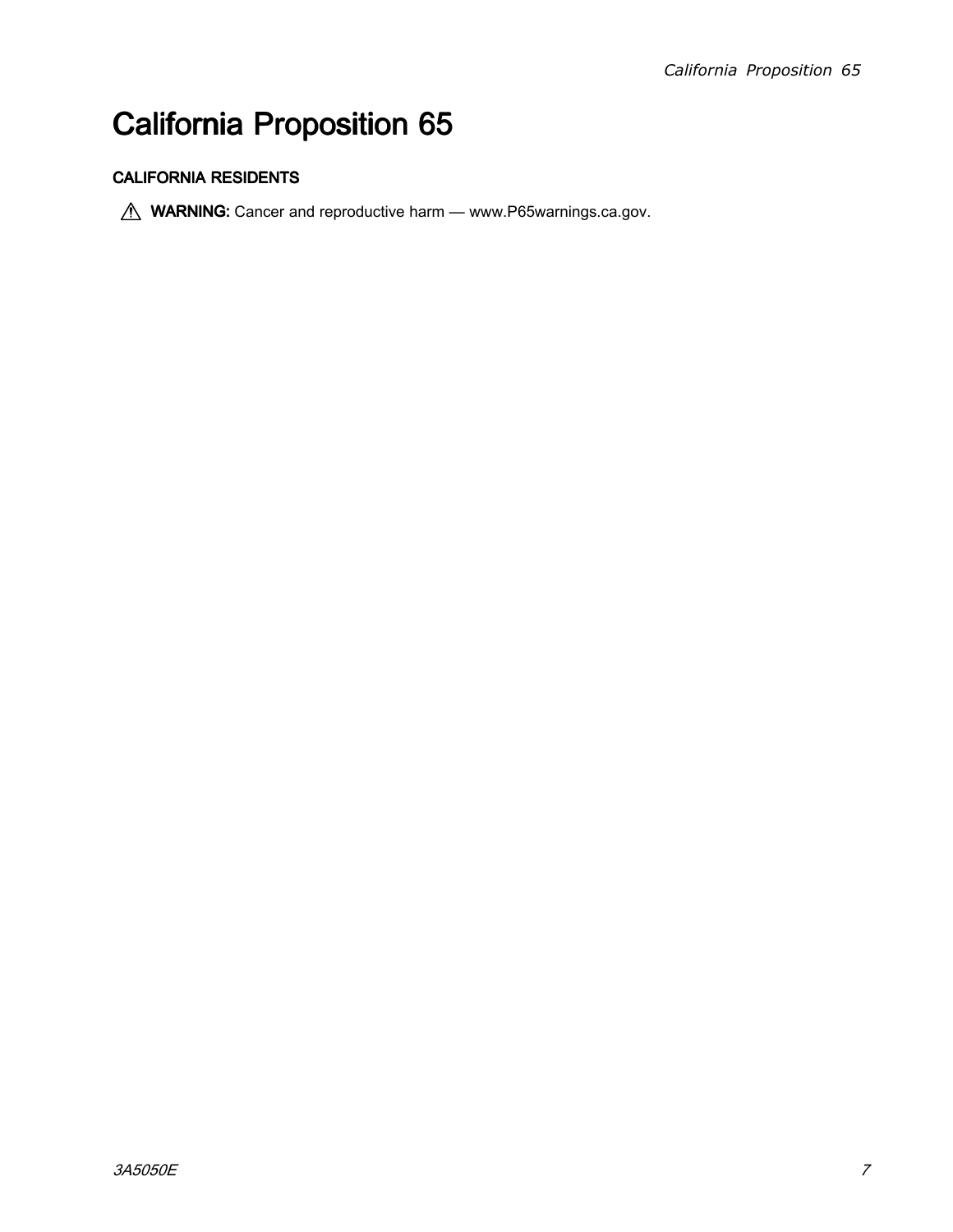# California Proposition 65

**CALIFORNIA RESIDENTS**

⚠ **WARNING:** Cancer and reproductive harm — www.P65warnings.ca.gov.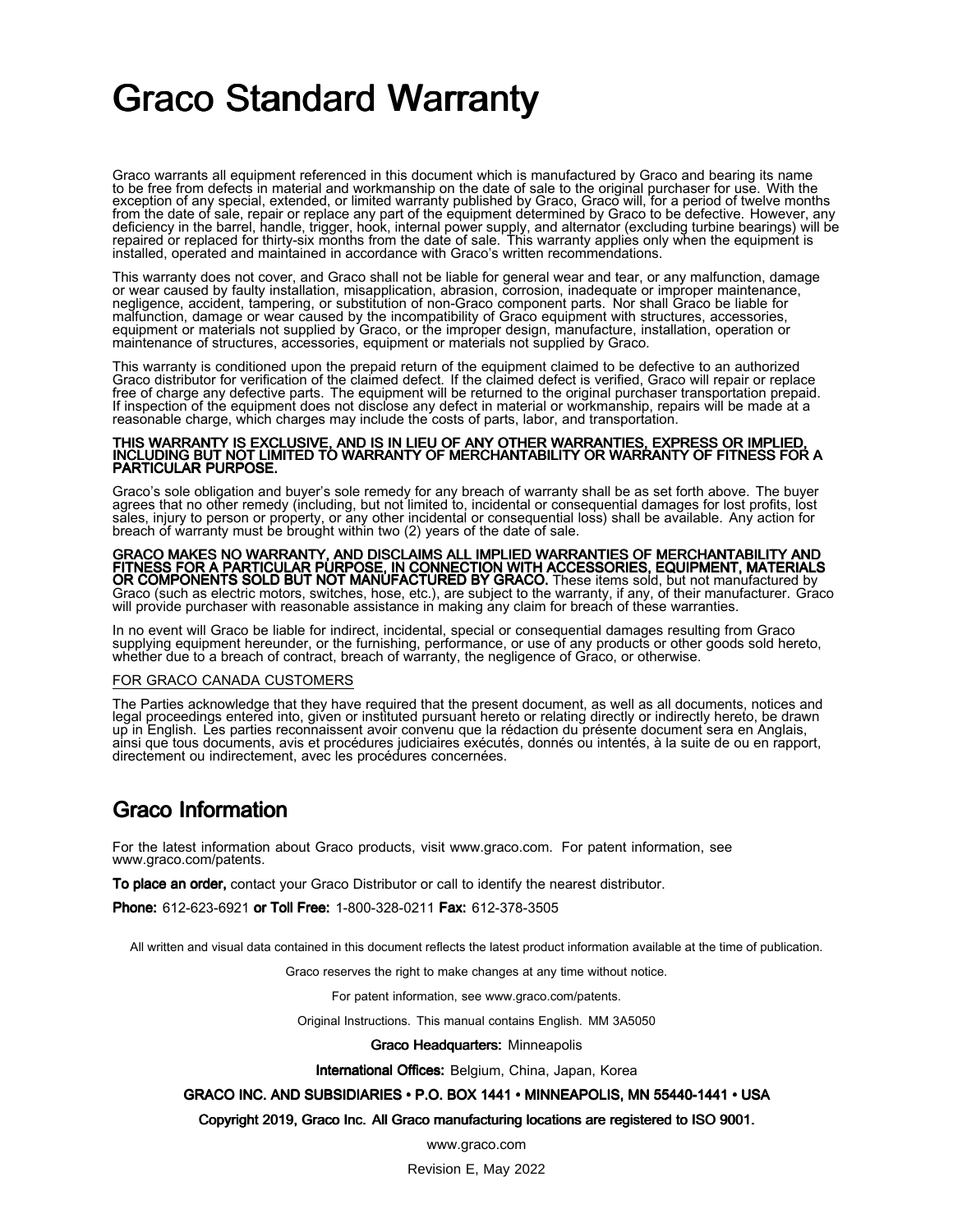# Graco Standard Warranty

Graco warrants all equipment referenced in this document which is manufactured by Graco and bearing its name to be free from defects in material and workmanship on the date of sale to the original purchaser for use. With the exception of any special, extended, or limited warranty published by Graco, Graco will, for a period of twelve months from the date of sale, repair or replace any part of the equipment determined by Graco to be defective. However, any deficiency in the barrel, handle, trigger, hook, internal power supply, and alternator (excluding turbine bearings) will be repaired or replaced for thirty-six months from the date of sale. This warranty applies only when the equipment is installed, operated and maintained in accordance with Graco's written recommendations.

This warranty does not cover, and Graco shall not be liable for general wear and tear, or any malfunction, damage or wear caused by faulty installation, misapplication, abrasion, corrosion, inadequate or improper maintenance, negligence, accident, tampering, or substitution of non-Graco component parts. Nor shall Graco be liable for malfunction, damage or wear caused by the incompatibility of Graco equipment with structures, accessories, equipment or materials not supplied by Graco, or the improper design, manufacture, installation, operation or maintenance of structures, accessories, equipment or materials not supplied by Graco.

This warranty is conditioned upon the prepaid return of the equipment claimed to be defective to an authorized Graco distributor for verification of the claimed defect. If the claimed defect is verified, Graco will repair or replace free of charge any defective parts. The equipment will be returned to the original purchaser transportation prepaid. If inspection of the equipment does not disclose any defect in material or workmanship, repairs will be made at a reasonable charge, which charges may include the costs of parts, labor, and transportation.

**THIS WARRANTY IS EXCLUSIVE, AND IS IN LIEU OF ANY OTHER WARRANTIES, EXPRESS OR IMPLIED, INCLUDING BUT NOT LIMITED TO WARRANTY OF MERCHANTABILITY OR WARRANTY OF FITNESS FOR A PARTICULAR PURPOSE.**

Graco's sole obligation and buyer's sole remedy for any breach of warranty shall be as set forth above. The buyer agrees that no other remedy (including, but not limited to, incidental or consequential damages for lost profits, lost sales, injury to person or property, or any other incidental or consequential loss) shall be available. Any action for breach of warranty must be brought within two (2) years of the date of sale.

**GRACO MAKES NO WARRANTY, AND DISCLAIMS ALL IMPLIED WARRANTIES OF MERCHANTABILITY AND FITNESS FOR A PARTICULAR PURPOSE, IN CONNECTION WITH ACCESSORIES, EQUIPMENT, MATERIALS OR COMPONENTS SOLD BUT NOT MANUFACTURED BY GRACO.** These items sold, but not manufactured by Graco (such as electric motors, switches, hose, etc.), are subject to the warranty, if any, of their manufacturer. Graco will provide purchaser with reasonable assistance in making any claim for breach of these warranties.

In no event will Graco be liable for indirect, incidental, special or consequential damages resulting from Graco supplying equipment hereunder, or the furnishing, performance, or use of any products or other goods sold hereto, whether due to a breach of contract, breach of warranty, the negligence of Graco, or otherwise.

<u>FOR GRACO CANADA CUSTOMERS</u>

The Parties acknowledge that they have required that the present document, as well as all documents, notices and legal proceedings entered into, given or instituted pursuant hereto or relating directly or indirectly hereto, be drawn up in English. Les parties reconnaissent avoir convenu que la rédaction du présente document sera en Anglais, ainsi que tous documents, avis et procédures judiciaires exécutés, donnés ou intentés, à la suite de ou en rapport, directement ou indirectement, avec les procédures concernées.

## Graco Information

For the latest information about Graco products, visit www.graco.com. For patent information, see www.graco.com/patents.

**To place an order,** contact your Graco Distributor or call to identify the nearest distributor.

**Phone:** 612-623-6921 **or Toll Free:** 1-800-328-0211 **Fax:** 612-378-3505

All written and visual data contained in this document reflects the latest product information available at the time of publication.

Graco reserves the right to make changes at any time without notice.

For patent information, see www.graco.com/patents.

Original Instructions. This manual contains English. MM 3A5050

**Graco Headquarters:** Minneapolis

**International Offices:** Belgium, China, Japan, Korea

**GRACO INC. AND SUBSIDIARIES • P.O. BOX 1441 • MINNEAPOLIS, MN 55440-1441 • USA**

**Copyright 2019, Graco Inc. All Graco manufacturing locations are registered to ISO 9001.**

www.graco.com

Revision E, May 2022